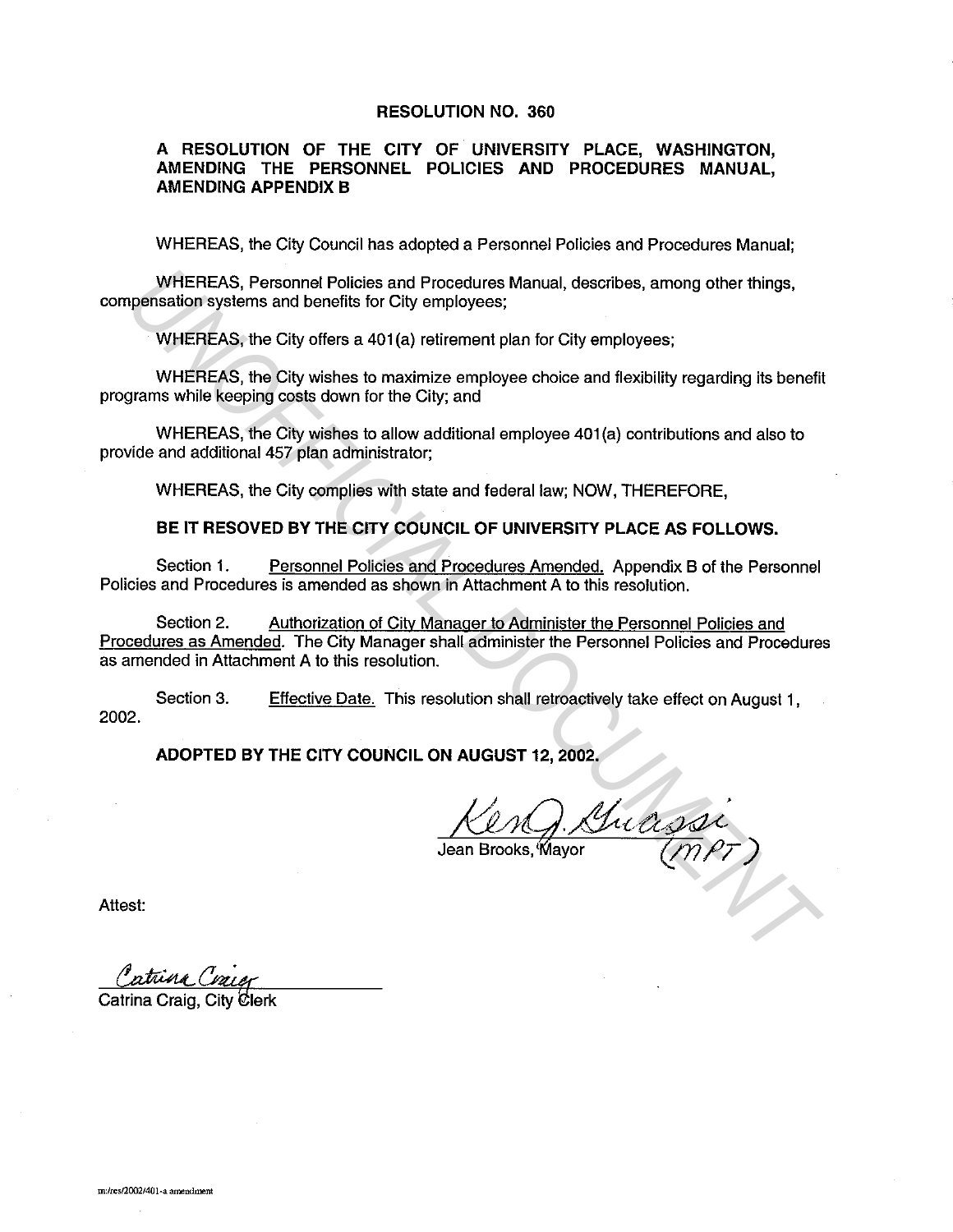# RESOLUTION NO. 360

## A RESOLUTION OF THE CITY OF UNIVERSITY PLACE, WASHINGTON, AMENDING THE PERSONNEL POLICIES AND PROCEDURES MANUAL, AMENDING APPENDIX B

WHEREAS, the City Council has adopted a Personnel Policies and Procedures Manual;

WHEREAS, Personnel Policies and Procedures Manual, describes, among other things, compensation systems and benefits for City employees;

WHEREAS, the City offers a 401(a) retirement plan for City employees;

WHEREAS, the City wishes to maximize employee choice and flexibility regarding its benefit programs while keeping costs down for the City; and

WHEREAS, the City wishes to allow additional employee 401(a) contributions and also to provide and additional 457 plan administrator;

WHEREAS, the City complies with state and federal law; NOW, THEREFORE,

**BE IT RESOVED BY THE CITY COUNCIL OF UNIVERSITY PLACE AS FOLLOWS.**

Section 1. Personnel Policies and Procedures Amended. Appendix B of the Personnel Policies and Procedures is amended as shown in Attachment A to this resolution.

Section 2. Authorization of City Manager to Administer the Personnel Policies and Procedures as Amended. The City Manager shall administer the Personnel Policies and Procedures as amended in Attachment A to this resolution.

Section 3. Effective Date. This resolution shall retroactively take effect on August 1, 2002.

**ADOPTED BY THE CITY COUNCIL ON AUGUST 12, 2002.**

Ken J. Grassi (MPT)

Jean Brooks, Mayor

Attest:

Catrina Craig

Catrina Craig, City Clerk

m:/res/2002/401-a amendment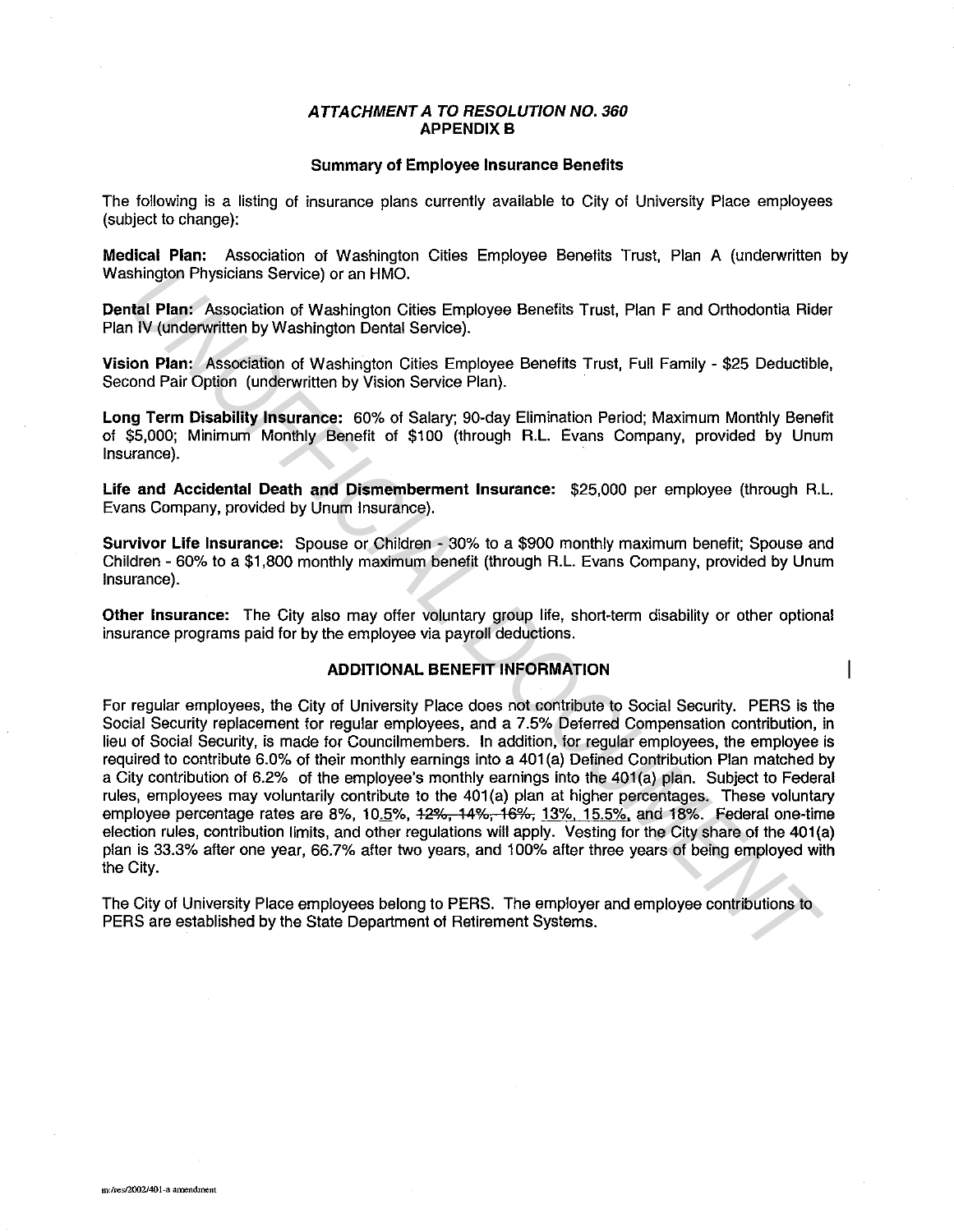### *ATTACHMENT A TO RESOLUTION NO. 360*
### APPENDIX B

#### Summary of Employee Insurance Benefits

The following is a listing of insurance plans currently available to City of University Place employees (subject to change):

**Medical Plan:** Association of Washington Cities Employee Benefits Trust, Plan A (underwritten by Washington Physicians Service) or an HMO.

**Dental Plan:** Association of Washington Cities Employee Benefits Trust, Plan F and Orthodontia Rider Plan IV (underwritten by Washington Dental Service).

**Vision Plan:** Association of Washington Cities Employee Benefits Trust, Full Family - $25 Deductible, Second Pair Option (underwritten by Vision Service Plan).

**Long Term Disability Insurance:** 60% of Salary; 90-day Elimination Period; Maximum Monthly Benefit of $5,000; Minimum Monthly Benefit of $100 (through R.L. Evans Company, provided by Unum Insurance).

**Life and Accidental Death and Dismemberment Insurance:** $25,000 per employee (through R.L. Evans Company, provided by Unum Insurance).

**Survivor Life Insurance:** Spouse or Children - 30% to a $900 monthly maximum benefit; Spouse and Children - 60% to a $1,800 monthly maximum benefit (through R.L. Evans Company, provided by Unum Insurance).

**Other Insurance:** The City also may offer voluntary group life, short-term disability or other optional insurance programs paid for by the employee via payroll deductions.

#### ADDITIONAL BENEFIT INFORMATION

For regular employees, the City of University Place does not contribute to Social Security. PERS is the Social Security replacement for regular employees, and a 7.5% Deferred Compensation contribution, in lieu of Social Security, is made for Councilmembers. In addition, for regular employees, the employee is required to contribute 6.0% of their monthly earnings into a 401(a) Defined Contribution Plan matched by a City contribution of 6.2% of the employee's monthly earnings into the 401(a) plan. Subject to Federal rules, employees may voluntarily contribute to the 401(a) plan at higher percentages. These voluntary employee percentage rates are 8%, 10.5%, ~~12%, 14%, 16%,~~ 13%, 15.5%, and 18%. Federal one-time election rules, contribution limits, and other regulations will apply. Vesting for the City share of the 401(a) plan is 33.3% after one year, 66.7% after two years, and 100% after three years of being employed with the City.

The City of University Place employees belong to PERS. The employer and employee contributions to PERS are established by the State Department of Retirement Systems.

m:/res/2002/401-a amendment